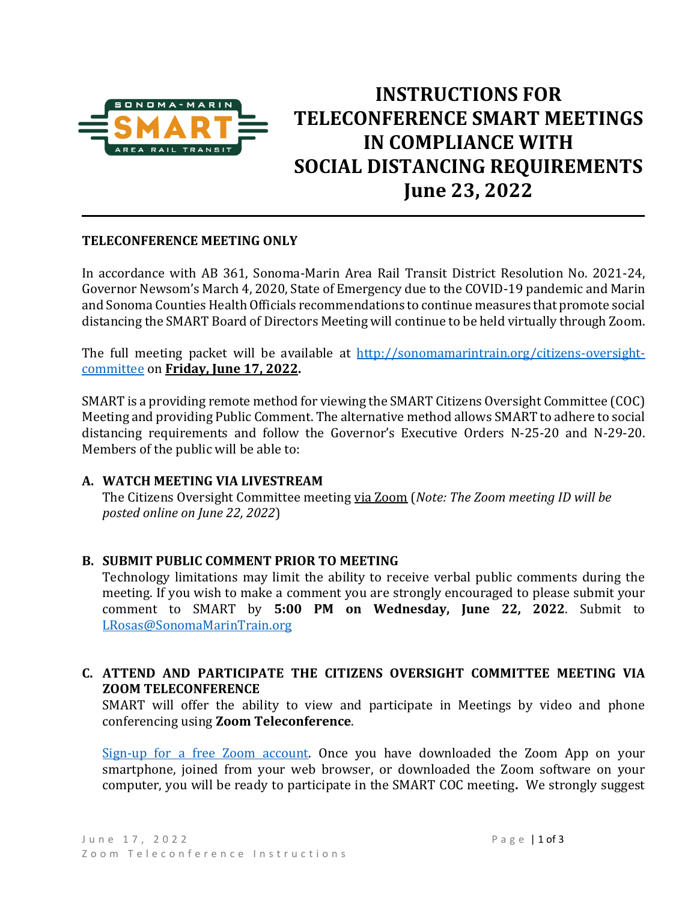# INSTRUCTIONS FOR TELECONFERENCE SMART MEETINGS IN COMPLIANCE WITH SOCIAL DISTANCING REQUIREMENTS June 23, 2022

**TELECONFERENCE MEETING ONLY**

In accordance with AB 361, Sonoma-Marin Area Rail Transit District Resolution No. 2021-24, Governor Newsom's March 4, 2020, State of Emergency due to the COVID-19 pandemic and Marin and Sonoma Counties Health Officials recommendations to continue measures that promote social distancing the SMART Board of Directors Meeting will continue to be held virtually through Zoom.

The full meeting packet will be available at http://sonomamarintrain.org/citizens-oversight-committee on **Friday, June 17, 2022.**

SMART is a providing remote method for viewing the SMART Citizens Oversight Committee (COC) Meeting and providing Public Comment. The alternative method allows SMART to adhere to social distancing requirements and follow the Governor's Executive Orders N-25-20 and N-29-20. Members of the public will be able to:

**A. WATCH MEETING VIA LIVESTREAM**

The Citizens Oversight Committee meeting via Zoom (*Note: The Zoom meeting ID will be posted online on June 22, 2022*)

**B. SUBMIT PUBLIC COMMENT PRIOR TO MEETING**

Technology limitations may limit the ability to receive verbal public comments during the meeting. If you wish to make a comment you are strongly encouraged to please submit your comment to SMART by **5:00 PM on Wednesday, June 22, 2022**. Submit to LRosas@SonomaMarinTrain.org

**C. ATTEND AND PARTICIPATE THE CITIZENS OVERSIGHT COMMITTEE MEETING VIA ZOOM TELECONFERENCE**

SMART will offer the ability to view and participate in Meetings by video and phone conferencing using **Zoom Teleconference**.

Sign-up for a free Zoom account. Once you have downloaded the Zoom App on your smartphone, joined from your web browser, or downloaded the Zoom software on your computer, you will be ready to participate in the SMART COC meeting**.** We strongly suggest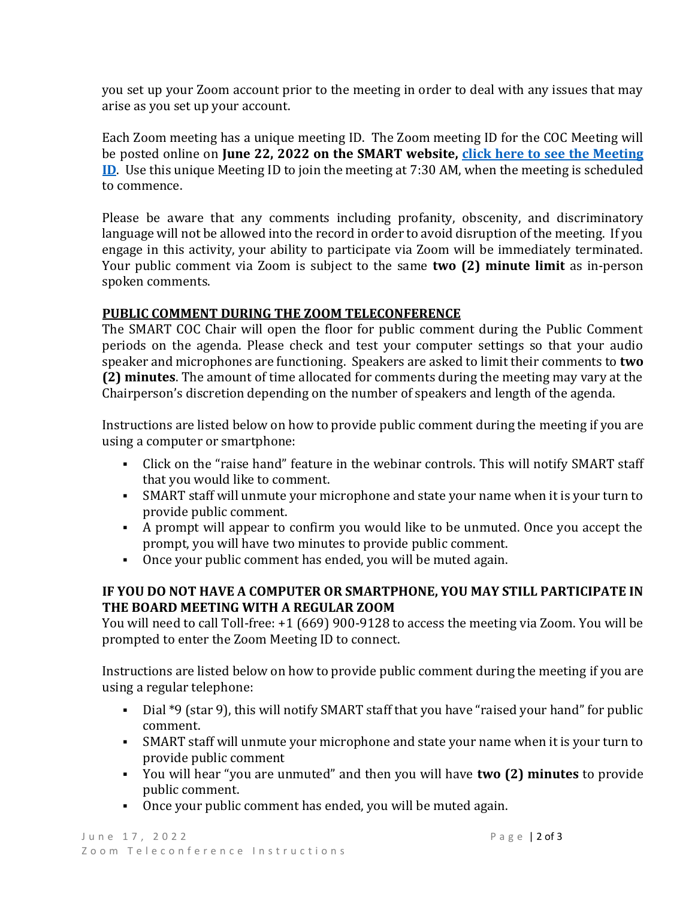you set up your Zoom account prior to the meeting in order to deal with any issues that may arise as you set up your account.

Each Zoom meeting has a unique meeting ID. The Zoom meeting ID for the COC Meeting will be posted online on **June 22, 2022 on the SMART website, [click here to see the Meeting ID](#)**. Use this unique Meeting ID to join the meeting at 7:30 AM, when the meeting is scheduled to commence.

Please be aware that any comments including profanity, obscenity, and discriminatory language will not be allowed into the record in order to avoid disruption of the meeting. If you engage in this activity, your ability to participate via Zoom will be immediately terminated. Your public comment via Zoom is subject to the same **two (2) minute limit** as in-person spoken comments.

## PUBLIC COMMENT DURING THE ZOOM TELECONFERENCE

The SMART COC Chair will open the floor for public comment during the Public Comment periods on the agenda. Please check and test your computer settings so that your audio speaker and microphones are functioning. Speakers are asked to limit their comments to **two (2) minutes**. The amount of time allocated for comments during the meeting may vary at the Chairperson's discretion depending on the number of speakers and length of the agenda.

Instructions are listed below on how to provide public comment during the meeting if you are using a computer or smartphone:

- Click on the "raise hand" feature in the webinar controls. This will notify SMART staff that you would like to comment.
- SMART staff will unmute your microphone and state your name when it is your turn to provide public comment.
- A prompt will appear to confirm you would like to be unmuted. Once you accept the prompt, you will have two minutes to provide public comment.
- Once your public comment has ended, you will be muted again.

## IF YOU DO NOT HAVE A COMPUTER OR SMARTPHONE, YOU MAY STILL PARTICIPATE IN THE BOARD MEETING WITH A REGULAR ZOOM

You will need to call Toll-free: +1 (669) 900-9128 to access the meeting via Zoom. You will be prompted to enter the Zoom Meeting ID to connect.

Instructions are listed below on how to provide public comment during the meeting if you are using a regular telephone:

- Dial *9 (star 9), this will notify SMART staff that you have "raised your hand" for public comment.
- SMART staff will unmute your microphone and state your name when it is your turn to provide public comment
- You will hear "you are unmuted" and then you will have **two (2) minutes** to provide public comment.
- Once your public comment has ended, you will be muted again.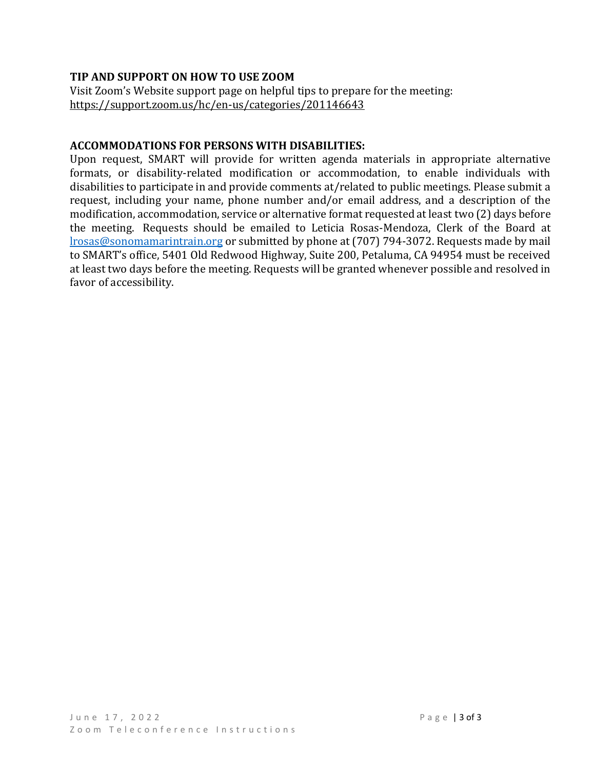**TIP AND SUPPORT ON HOW TO USE ZOOM**

Visit Zoom's Website support page on helpful tips to prepare for the meeting: https://support.zoom.us/hc/en-us/categories/201146643

**ACCOMMODATIONS FOR PERSONS WITH DISABILITIES:**

Upon request, SMART will provide for written agenda materials in appropriate alternative formats, or disability-related modification or accommodation, to enable individuals with disabilities to participate in and provide comments at/related to public meetings. Please submit a request, including your name, phone number and/or email address, and a description of the modification, accommodation, service or alternative format requested at least two (2) days before the meeting. Requests should be emailed to Leticia Rosas-Mendoza, Clerk of the Board at lrosas@sonomamarintrain.org or submitted by phone at (707) 794-3072. Requests made by mail to SMART's office, 5401 Old Redwood Highway, Suite 200, Petaluma, CA 94954 must be received at least two days before the meeting. Requests will be granted whenever possible and resolved in favor of accessibility.